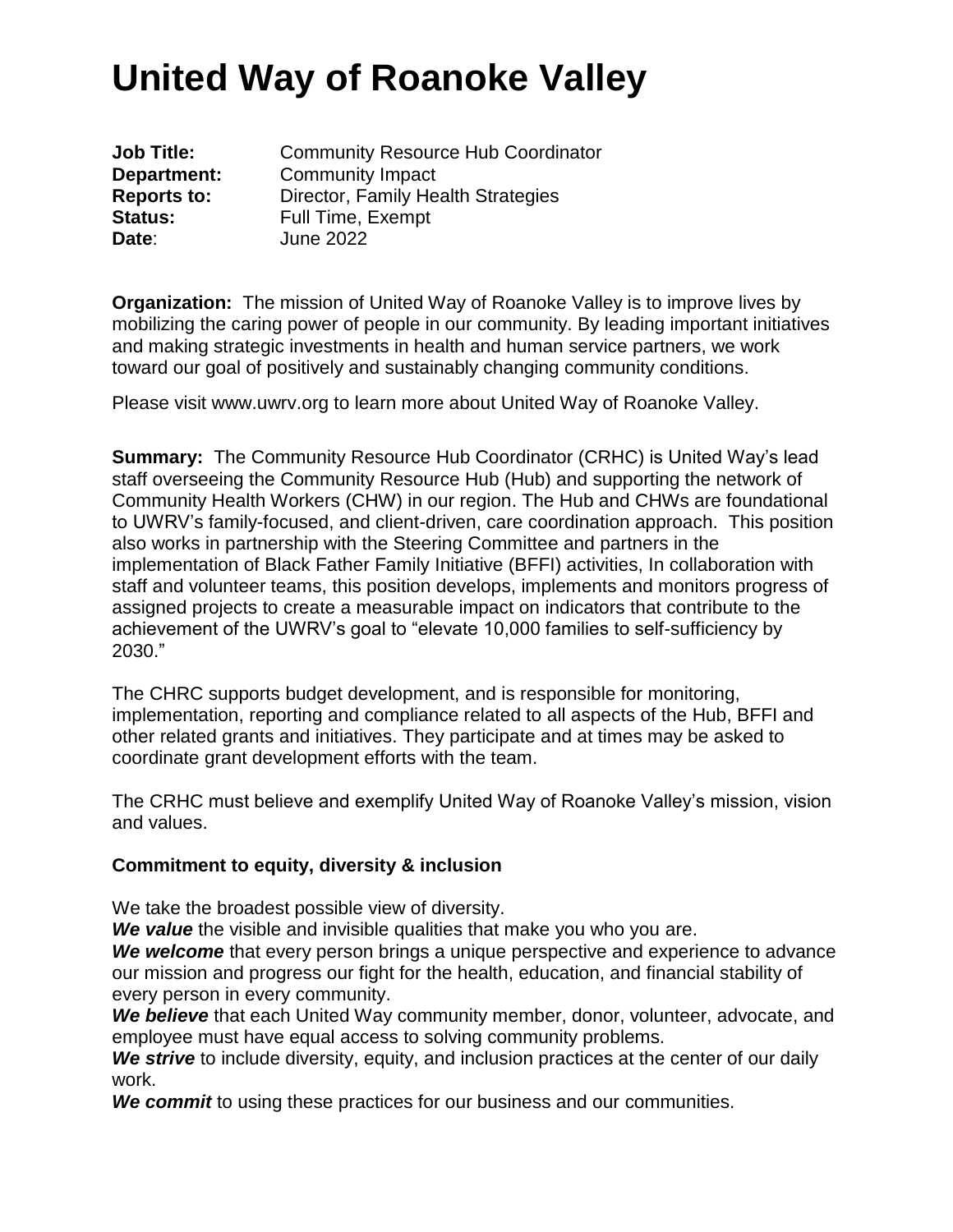# United Way of Roanoke Valley

**Job Title:** Community Resource Hub Coordinator
**Department:** Community Impact
**Reports to:** Director, Family Health Strategies
**Status:** Full Time, Exempt
**Date**: June 2022

**Organization:** The mission of United Way of Roanoke Valley is to improve lives by mobilizing the caring power of people in our community. By leading important initiatives and making strategic investments in health and human service partners, we work toward our goal of positively and sustainably changing community conditions.

Please visit www.uwrv.org to learn more about United Way of Roanoke Valley.

**Summary:** The Community Resource Hub Coordinator (CRHC) is United Way's lead staff overseeing the Community Resource Hub (Hub) and supporting the network of Community Health Workers (CHW) in our region. The Hub and CHWs are foundational to UWRV's family-focused, and client-driven, care coordination approach. This position also works in partnership with the Steering Committee and partners in the implementation of Black Father Family Initiative (BFFI) activities, In collaboration with staff and volunteer teams, this position develops, implements and monitors progress of assigned projects to create a measurable impact on indicators that contribute to the achievement of the UWRV's goal to "elevate 10,000 families to self-sufficiency by 2030."

The CHRC supports budget development, and is responsible for monitoring, implementation, reporting and compliance related to all aspects of the Hub, BFFI and other related grants and initiatives. They participate and at times may be asked to coordinate grant development efforts with the team.

The CRHC must believe and exemplify United Way of Roanoke Valley's mission, vision and values.

**Commitment to equity, diversity & inclusion**

We take the broadest possible view of diversity.
***We value*** the visible and invisible qualities that make you who you are.
***We welcome*** that every person brings a unique perspective and experience to advance our mission and progress our fight for the health, education, and financial stability of every person in every community.
***We believe*** that each United Way community member, donor, volunteer, advocate, and employee must have equal access to solving community problems.
***We strive*** to include diversity, equity, and inclusion practices at the center of our daily work.
***We commit*** to using these practices for our business and our communities.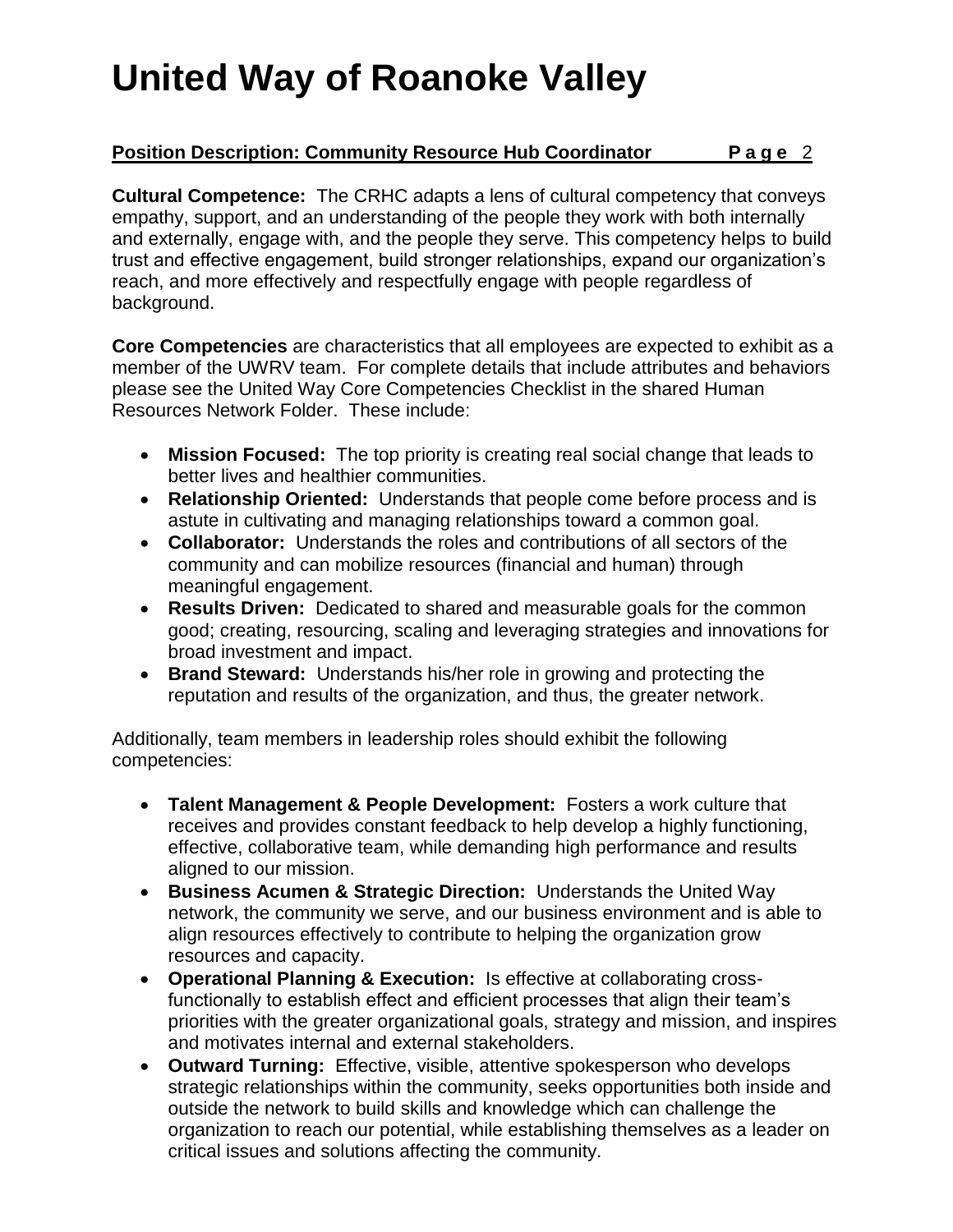**Cultural Competence:** The CRHC adapts a lens of cultural competency that conveys empathy, support, and an understanding of the people they work with both internally and externally, engage with, and the people they serve. This competency helps to build trust and effective engagement, build stronger relationships, expand our organization's reach, and more effectively and respectfully engage with people regardless of background.

**Core Competencies** are characteristics that all employees are expected to exhibit as a member of the UWRV team. For complete details that include attributes and behaviors please see the United Way Core Competencies Checklist in the shared Human Resources Network Folder. These include:

- **Mission Focused:** The top priority is creating real social change that leads to better lives and healthier communities.
- **Relationship Oriented:** Understands that people come before process and is astute in cultivating and managing relationships toward a common goal.
- **Collaborator:** Understands the roles and contributions of all sectors of the community and can mobilize resources (financial and human) through meaningful engagement.
- **Results Driven:** Dedicated to shared and measurable goals for the common good; creating, resourcing, scaling and leveraging strategies and innovations for broad investment and impact.
- **Brand Steward:** Understands his/her role in growing and protecting the reputation and results of the organization, and thus, the greater network.

Additionally, team members in leadership roles should exhibit the following competencies:

- **Talent Management & People Development:** Fosters a work culture that receives and provides constant feedback to help develop a highly functioning, effective, collaborative team, while demanding high performance and results aligned to our mission.
- **Business Acumen & Strategic Direction:** Understands the United Way network, the community we serve, and our business environment and is able to align resources effectively to contribute to helping the organization grow resources and capacity.
- **Operational Planning & Execution:** Is effective at collaborating cross-functionally to establish effect and efficient processes that align their team's priorities with the greater organizational goals, strategy and mission, and inspires and motivates internal and external stakeholders.
- **Outward Turning:** Effective, visible, attentive spokesperson who develops strategic relationships within the community, seeks opportunities both inside and outside the network to build skills and knowledge which can challenge the organization to reach our potential, while establishing themselves as a leader on critical issues and solutions affecting the community.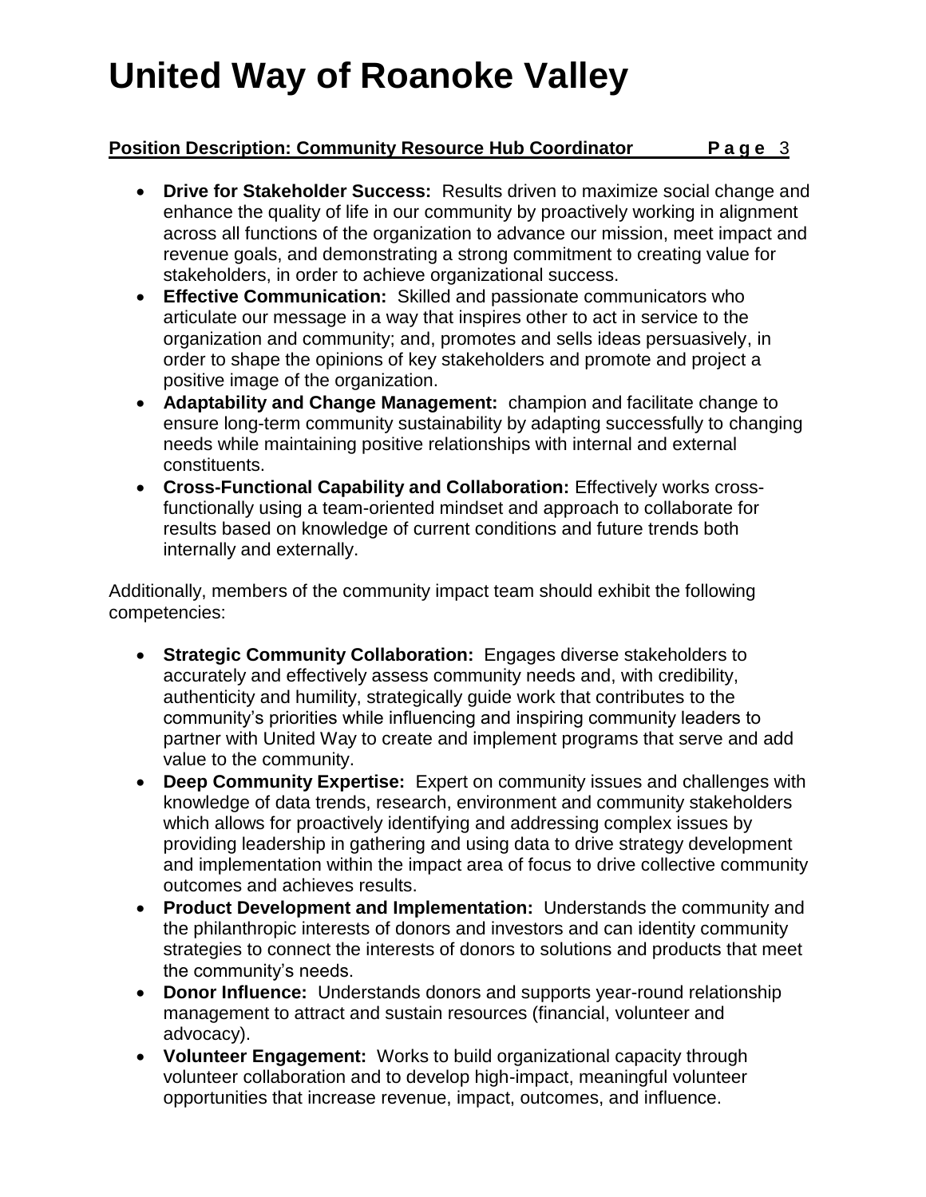- **Drive for Stakeholder Success:** Results driven to maximize social change and enhance the quality of life in our community by proactively working in alignment across all functions of the organization to advance our mission, meet impact and revenue goals, and demonstrating a strong commitment to creating value for stakeholders, in order to achieve organizational success.
- **Effective Communication:** Skilled and passionate communicators who articulate our message in a way that inspires other to act in service to the organization and community; and, promotes and sells ideas persuasively, in order to shape the opinions of key stakeholders and promote and project a positive image of the organization.
- **Adaptability and Change Management:** champion and facilitate change to ensure long-term community sustainability by adapting successfully to changing needs while maintaining positive relationships with internal and external constituents.
- **Cross-Functional Capability and Collaboration:** Effectively works cross-functionally using a team-oriented mindset and approach to collaborate for results based on knowledge of current conditions and future trends both internally and externally.

Additionally, members of the community impact team should exhibit the following competencies:

- **Strategic Community Collaboration:** Engages diverse stakeholders to accurately and effectively assess community needs and, with credibility, authenticity and humility, strategically guide work that contributes to the community's priorities while influencing and inspiring community leaders to partner with United Way to create and implement programs that serve and add value to the community.
- **Deep Community Expertise:** Expert on community issues and challenges with knowledge of data trends, research, environment and community stakeholders which allows for proactively identifying and addressing complex issues by providing leadership in gathering and using data to drive strategy development and implementation within the impact area of focus to drive collective community outcomes and achieves results.
- **Product Development and Implementation:** Understands the community and the philanthropic interests of donors and investors and can identity community strategies to connect the interests of donors to solutions and products that meet the community's needs.
- **Donor Influence:** Understands donors and supports year-round relationship management to attract and sustain resources (financial, volunteer and advocacy).
- **Volunteer Engagement:** Works to build organizational capacity through volunteer collaboration and to develop high-impact, meaningful volunteer opportunities that increase revenue, impact, outcomes, and influence.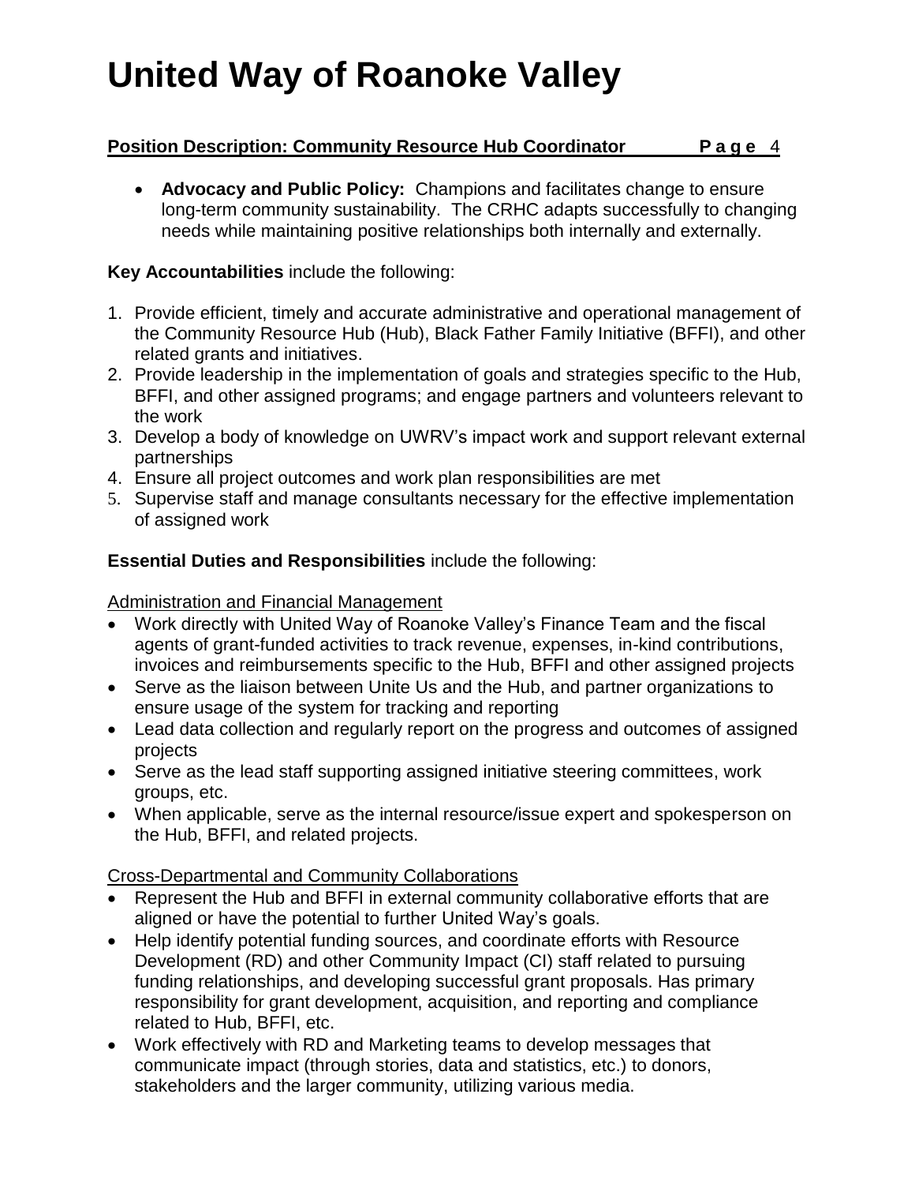- **Advocacy and Public Policy:** Champions and facilitates change to ensure long-term community sustainability. The CRHC adapts successfully to changing needs while maintaining positive relationships both internally and externally.

**Key Accountabilities** include the following:

1. Provide efficient, timely and accurate administrative and operational management of the Community Resource Hub (Hub), Black Father Family Initiative (BFFI), and other related grants and initiatives.
2. Provide leadership in the implementation of goals and strategies specific to the Hub, BFFI, and other assigned programs; and engage partners and volunteers relevant to the work
3. Develop a body of knowledge on UWRV's impact work and support relevant external partnerships
4. Ensure all project outcomes and work plan responsibilities are met
5. Supervise staff and manage consultants necessary for the effective implementation of assigned work

**Essential Duties and Responsibilities** include the following:

Administration and Financial Management

- Work directly with United Way of Roanoke Valley's Finance Team and the fiscal agents of grant-funded activities to track revenue, expenses, in-kind contributions, invoices and reimbursements specific to the Hub, BFFI and other assigned projects
- Serve as the liaison between Unite Us and the Hub, and partner organizations to ensure usage of the system for tracking and reporting
- Lead data collection and regularly report on the progress and outcomes of assigned projects
- Serve as the lead staff supporting assigned initiative steering committees, work groups, etc.
- When applicable, serve as the internal resource/issue expert and spokesperson on the Hub, BFFI, and related projects.

Cross-Departmental and Community Collaborations

- Represent the Hub and BFFI in external community collaborative efforts that are aligned or have the potential to further United Way's goals.
- Help identify potential funding sources, and coordinate efforts with Resource Development (RD) and other Community Impact (CI) staff related to pursuing funding relationships, and developing successful grant proposals. Has primary responsibility for grant development, acquisition, and reporting and compliance related to Hub, BFFI, etc.
- Work effectively with RD and Marketing teams to develop messages that communicate impact (through stories, data and statistics, etc.) to donors, stakeholders and the larger community, utilizing various media.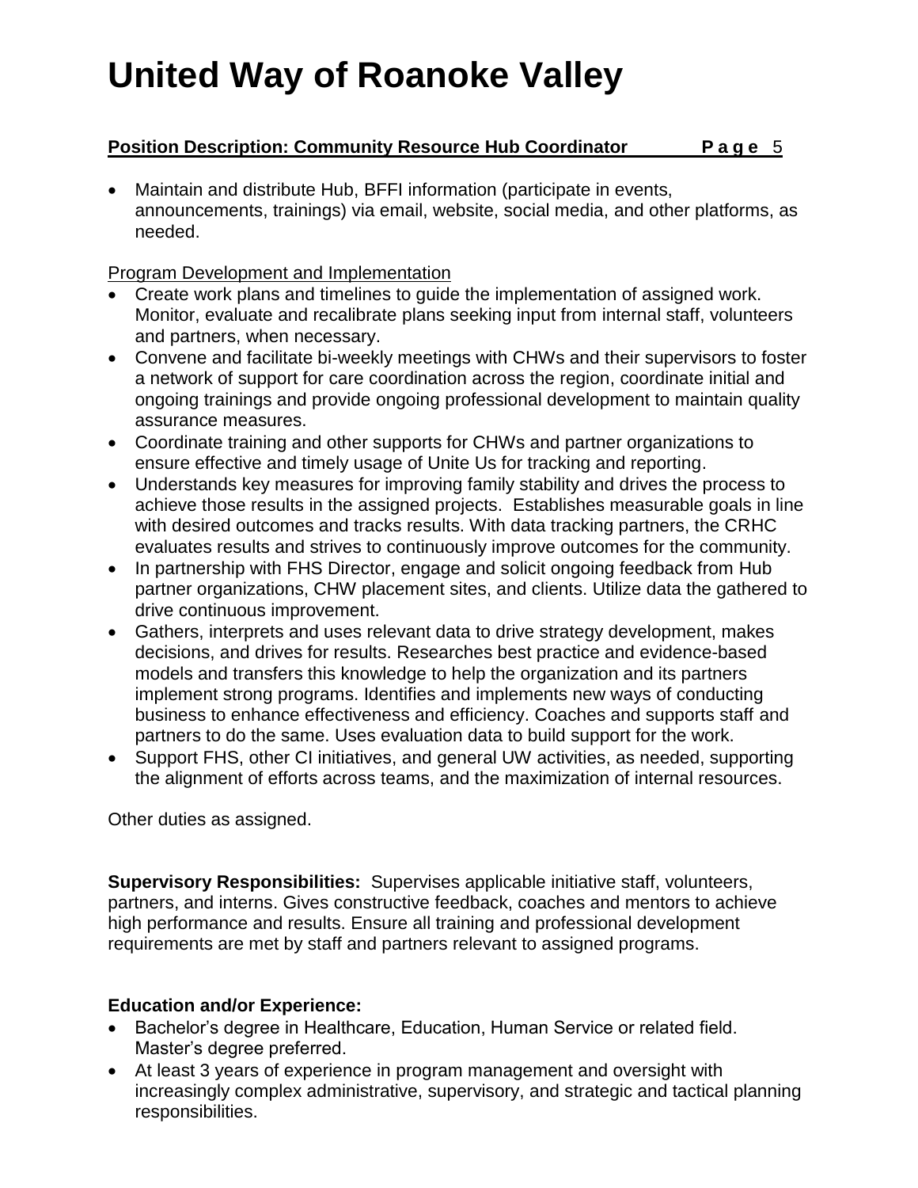- Maintain and distribute Hub, BFFI information (participate in events, announcements, trainings) via email, website, social media, and other platforms, as needed.

Program Development and Implementation

- Create work plans and timelines to guide the implementation of assigned work. Monitor, evaluate and recalibrate plans seeking input from internal staff, volunteers and partners, when necessary.
- Convene and facilitate bi-weekly meetings with CHWs and their supervisors to foster a network of support for care coordination across the region, coordinate initial and ongoing trainings and provide ongoing professional development to maintain quality assurance measures.
- Coordinate training and other supports for CHWs and partner organizations to ensure effective and timely usage of Unite Us for tracking and reporting.
- Understands key measures for improving family stability and drives the process to achieve those results in the assigned projects. Establishes measurable goals in line with desired outcomes and tracks results. With data tracking partners, the CRHC evaluates results and strives to continuously improve outcomes for the community.
- In partnership with FHS Director, engage and solicit ongoing feedback from Hub partner organizations, CHW placement sites, and clients. Utilize data the gathered to drive continuous improvement.
- Gathers, interprets and uses relevant data to drive strategy development, makes decisions, and drives for results. Researches best practice and evidence-based models and transfers this knowledge to help the organization and its partners implement strong programs. Identifies and implements new ways of conducting business to enhance effectiveness and efficiency. Coaches and supports staff and partners to do the same. Uses evaluation data to build support for the work.
- Support FHS, other CI initiatives, and general UW activities, as needed, supporting the alignment of efforts across teams, and the maximization of internal resources.

Other duties as assigned.

**Supervisory Responsibilities:** Supervises applicable initiative staff, volunteers, partners, and interns. Gives constructive feedback, coaches and mentors to achieve high performance and results. Ensure all training and professional development requirements are met by staff and partners relevant to assigned programs.

**Education and/or Experience:**

- Bachelor's degree in Healthcare, Education, Human Service or related field. Master's degree preferred.
- At least 3 years of experience in program management and oversight with increasingly complex administrative, supervisory, and strategic and tactical planning responsibilities.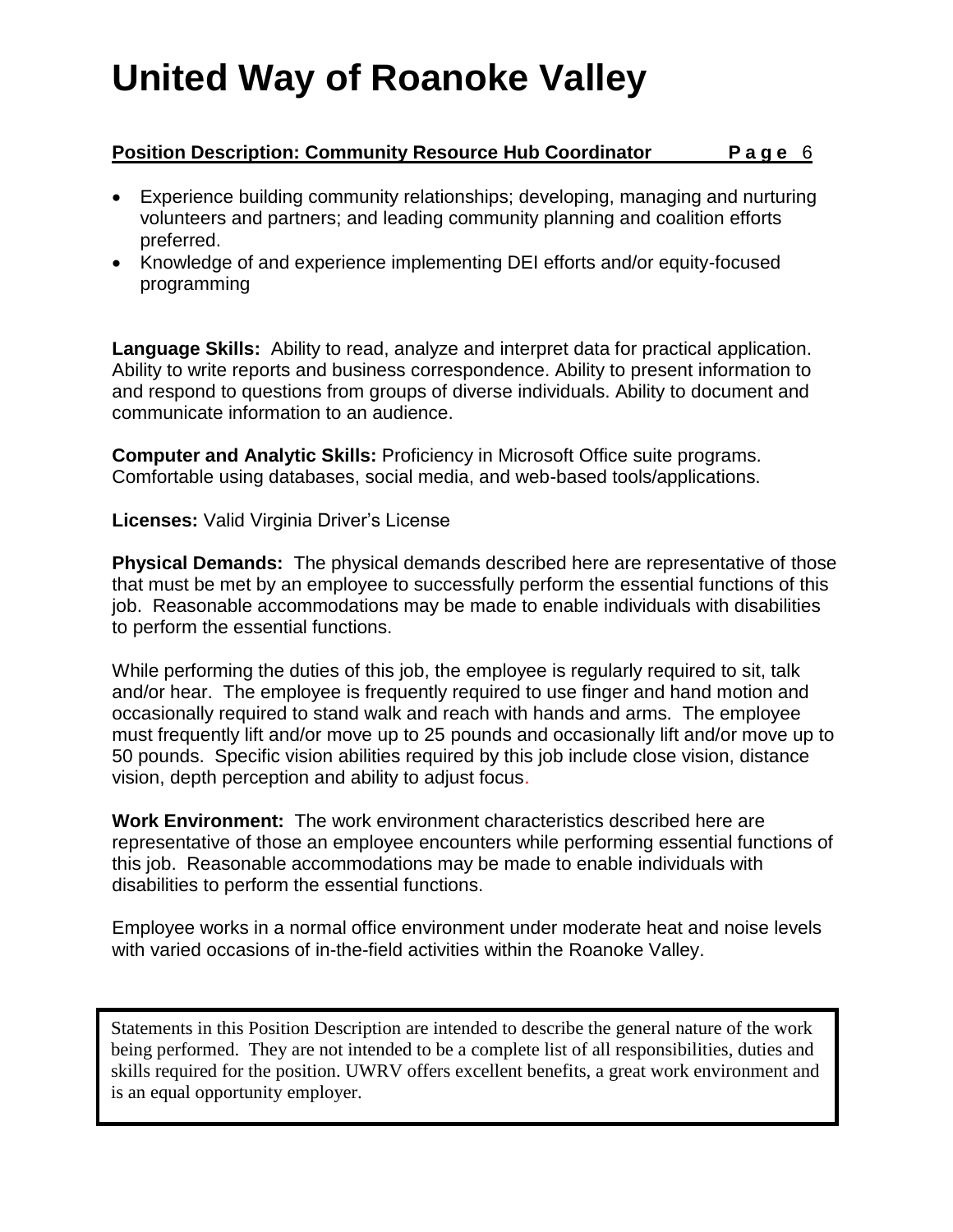- Experience building community relationships; developing, managing and nurturing volunteers and partners; and leading community planning and coalition efforts preferred.
- Knowledge of and experience implementing DEI efforts and/or equity-focused programming

**Language Skills:** Ability to read, analyze and interpret data for practical application. Ability to write reports and business correspondence. Ability to present information to and respond to questions from groups of diverse individuals. Ability to document and communicate information to an audience.

**Computer and Analytic Skills:** Proficiency in Microsoft Office suite programs. Comfortable using databases, social media, and web-based tools/applications.

**Licenses:** Valid Virginia Driver's License

**Physical Demands:** The physical demands described here are representative of those that must be met by an employee to successfully perform the essential functions of this job. Reasonable accommodations may be made to enable individuals with disabilities to perform the essential functions.

While performing the duties of this job, the employee is regularly required to sit, talk and/or hear. The employee is frequently required to use finger and hand motion and occasionally required to stand walk and reach with hands and arms. The employee must frequently lift and/or move up to 25 pounds and occasionally lift and/or move up to 50 pounds. Specific vision abilities required by this job include close vision, distance vision, depth perception and ability to adjust focus.

**Work Environment:** The work environment characteristics described here are representative of those an employee encounters while performing essential functions of this job. Reasonable accommodations may be made to enable individuals with disabilities to perform the essential functions.

Employee works in a normal office environment under moderate heat and noise levels with varied occasions of in-the-field activities within the Roanoke Valley.

Statements in this Position Description are intended to describe the general nature of the work being performed. They are not intended to be a complete list of all responsibilities, duties and skills required for the position. UWRV offers excellent benefits, a great work environment and is an equal opportunity employer.